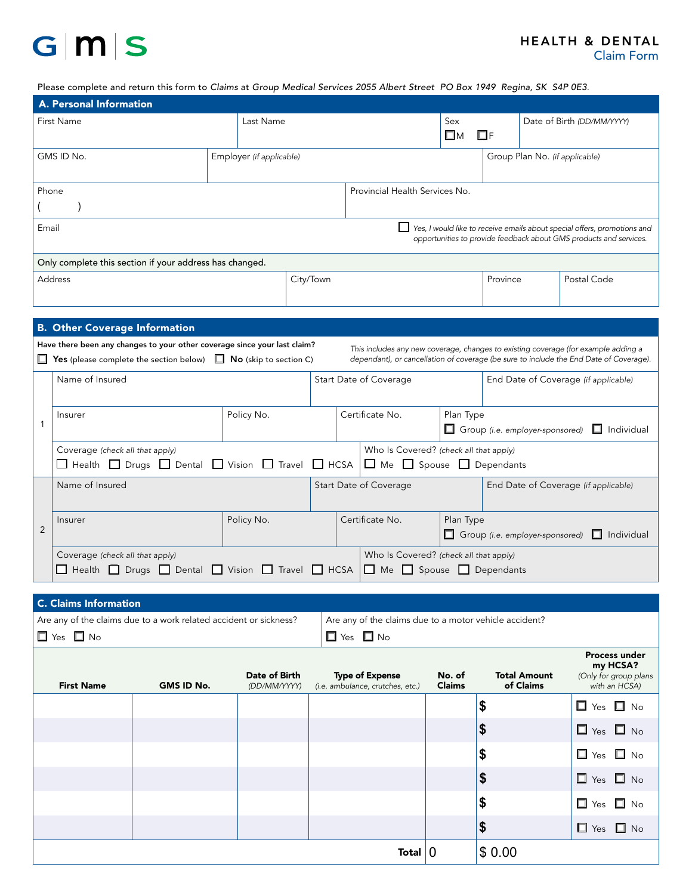GMS

**HEALTH & DENTAL**
Claim Form

Please complete and return this form to *Claims* at *Group Medical Services 2055 Albert Street PO Box 1949 Regina, SK S4P 0E3*.

## A. Personal Information

| First Name | Last Name | Sex ☐M ☐F | Date of Birth *(DD/MM/YYYY)* |
|---|---|---|---|
| | | | |

| GMS ID No. | Employer *(if applicable)* | Group Plan No. *(if applicable)* |
|---|---|---|
| | | |

| Phone ( ) | Provincial Health Services No. |
|---|---|
| | |

Email

☐ *Yes, I would like to receive emails about special offers, promotions and opportunities to provide feedback about GMS products and services.*

Only complete this section if your address has changed.

| Address | City/Town | Province | Postal Code |
|---|---|---|---|
| | | | |

## B. Other Coverage Information

**Have there been any changes to your other coverage since your last claim?**

☐ **Yes** (please complete the section below) ☐ **No** (skip to section C)

*This includes any new coverage, changes to existing coverage (for example adding a dependant), or cancellation of coverage (be sure to include the End Date of Coverage).*

**1**

| Name of Insured | Start Date of Coverage | End Date of Coverage *(if applicable)* |
|---|---|---|
| | | |

| Insurer | Policy No. | Certificate No. | Plan Type ☐ Group *(i.e. employer-sponsored)* ☐ Individual |
|---|---|---|---|
| | | | |

Coverage *(check all that apply)*: ☐ Health ☐ Drugs ☐ Dental ☐ Vision ☐ Travel ☐ HCSA

Who Is Covered? *(check all that apply)*: ☐ Me ☐ Spouse ☐ Dependants

**2**

| Name of Insured | Start Date of Coverage | End Date of Coverage *(if applicable)* |
|---|---|---|
| | | |

| Insurer | Policy No. | Certificate No. | Plan Type ☐ Group *(i.e. employer-sponsored)* ☐ Individual |
|---|---|---|---|
| | | | |

Coverage *(check all that apply)*: ☐ Health ☐ Drugs ☐ Dental ☐ Vision ☐ Travel ☐ HCSA

Who Is Covered? *(check all that apply)*: ☐ Me ☐ Spouse ☐ Dependants

## C. Claims Information

Are any of the claims due to a work related accident or sickness? ☐ Yes ☐ No

Are any of the claims due to a motor vehicle accident? ☐ Yes ☐ No

| First Name | GMS ID No. | Date of Birth *(DD/MM/YYYY)* | Type of Expense *(i.e. ambulance, crutches, etc.)* | No. of Claims | Total Amount of Claims | Process under my HCSA? *(Only for group plans with an HCSA)* |
|---|---|---|---|---|---|---|
| | | | | | $ | ☐ Yes ☐ No |
| | | | | | $ | ☐ Yes ☐ No |
| | | | | | $ | ☐ Yes ☐ No |
| | | | | | $ | ☐ Yes ☐ No |
| | | | | | $ | ☐ Yes ☐ No |
| | | | | | $ | ☐ Yes ☐ No |
| | | | **Total** | 0 | $ 0.00 | |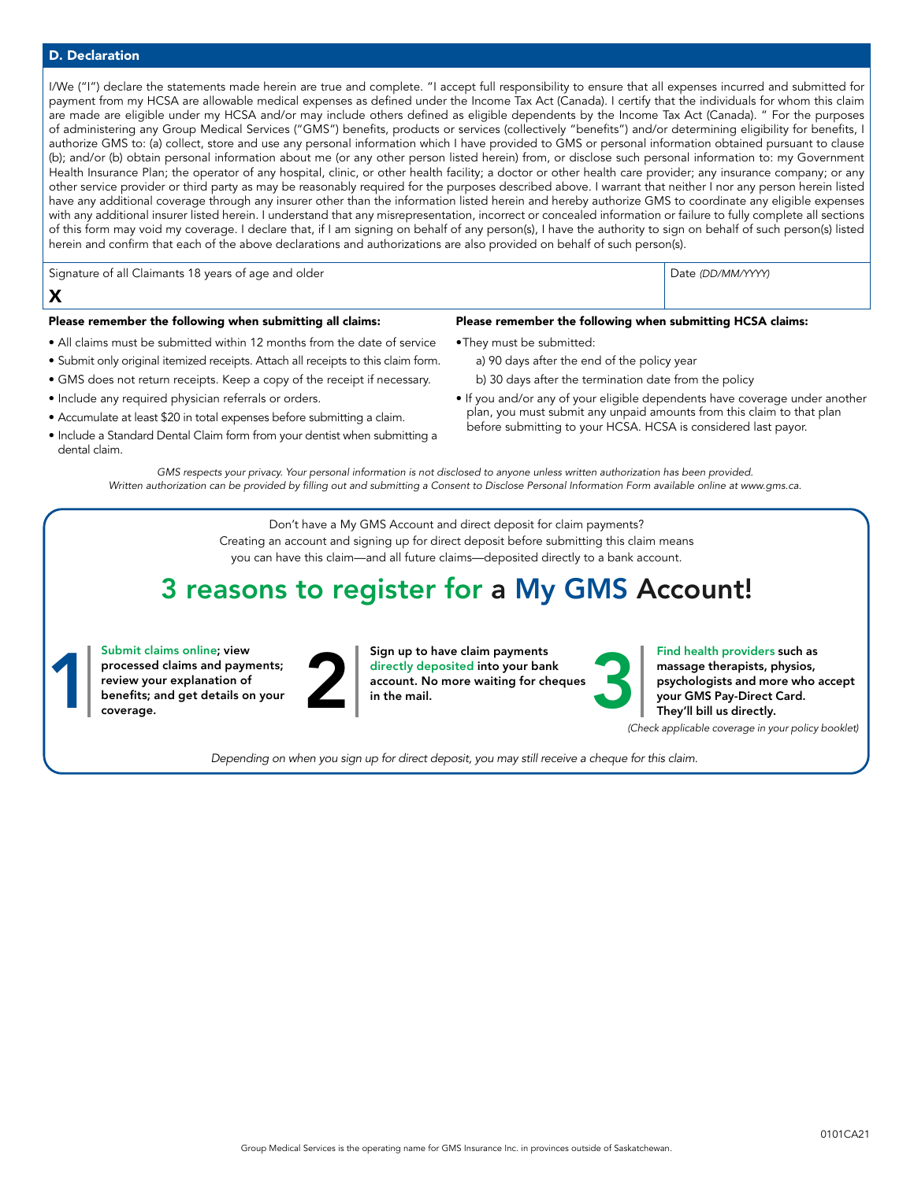## D. Declaration

I/We ("I") declare the statements made herein are true and complete. "I accept full responsibility to ensure that all expenses incurred and submitted for payment from my HCSA are allowable medical expenses as defined under the Income Tax Act (Canada). I certify that the individuals for whom this claim are made are eligible under my HCSA and/or may include others defined as eligible dependents by the Income Tax Act (Canada). " For the purposes of administering any Group Medical Services ("GMS") benefits, products or services (collectively "benefits") and/or determining eligibility for benefits, I authorize GMS to: (a) collect, store and use any personal information which I have provided to GMS or personal information obtained pursuant to clause (b); and/or (b) obtain personal information about me (or any other person listed herein) from, or disclose such personal information to: my Government Health Insurance Plan; the operator of any hospital, clinic, or other health facility; a doctor or other health care provider; any insurance company; or any other service provider or third party as may be reasonably required for the purposes described above. I warrant that neither I nor any person herein listed have any additional coverage through any insurer other than the information listed herein and hereby authorize GMS to coordinate any eligible expenses with any additional insurer listed herein. I understand that any misrepresentation, incorrect or concealed information or failure to fully complete all sections of this form may void my coverage. I declare that, if I am signing on behalf of any person(s), I have the authority to sign on behalf of such person(s) listed herein and confirm that each of the above declarations and authorizations are also provided on behalf of such person(s).

| Signature of all Claimants 18 years of age and older | Date *(DD/MM/YYYY)* |
|---|---|
| **X** | |

**Please remember the following when submitting all claims:**

- All claims must be submitted within 12 months from the date of service
- Submit only original itemized receipts. Attach all receipts to this claim form.
- GMS does not return receipts. Keep a copy of the receipt if necessary.
- Include any required physician referrals or orders.
- Accumulate at least $20 in total expenses before submitting a claim.
- Include a Standard Dental Claim form from your dentist when submitting a dental claim.

**Please remember the following when submitting HCSA claims:**

- They must be submitted:
  - a) 90 days after the end of the policy year
  - b) 30 days after the termination date from the policy
- If you and/or any of your eligible dependents have coverage under another plan, you must submit any unpaid amounts from this claim to that plan before submitting to your HCSA. HCSA is considered last payor.

*GMS respects your privacy. Your personal information is not disclosed to anyone unless written authorization has been provided. Written authorization can be provided by filling out and submitting a Consent to Disclose Personal Information Form available online at www.gms.ca.*

Don't have a My GMS Account and direct deposit for claim payments? Creating an account and signing up for direct deposit before submitting this claim means you can have this claim—and all future claims—deposited directly to a bank account.

# 3 reasons to register for a My GMS Account!

**1** **Submit claims online; view processed claims and payments; review your explanation of benefits; and get details on your coverage.**

**2** **Sign up to have claim payments directly deposited into your bank account. No more waiting for cheques in the mail.**

**3** **Find health providers such as massage therapists, physios, psychologists and more who accept your GMS Pay-Direct Card. They'll bill us directly.**

*(Check applicable coverage in your policy booklet)*

*Depending on when you sign up for direct deposit, you may still receive a cheque for this claim.*

0101CA21

Group Medical Services is the operating name for GMS Insurance Inc. in provinces outside of Saskatchewan.